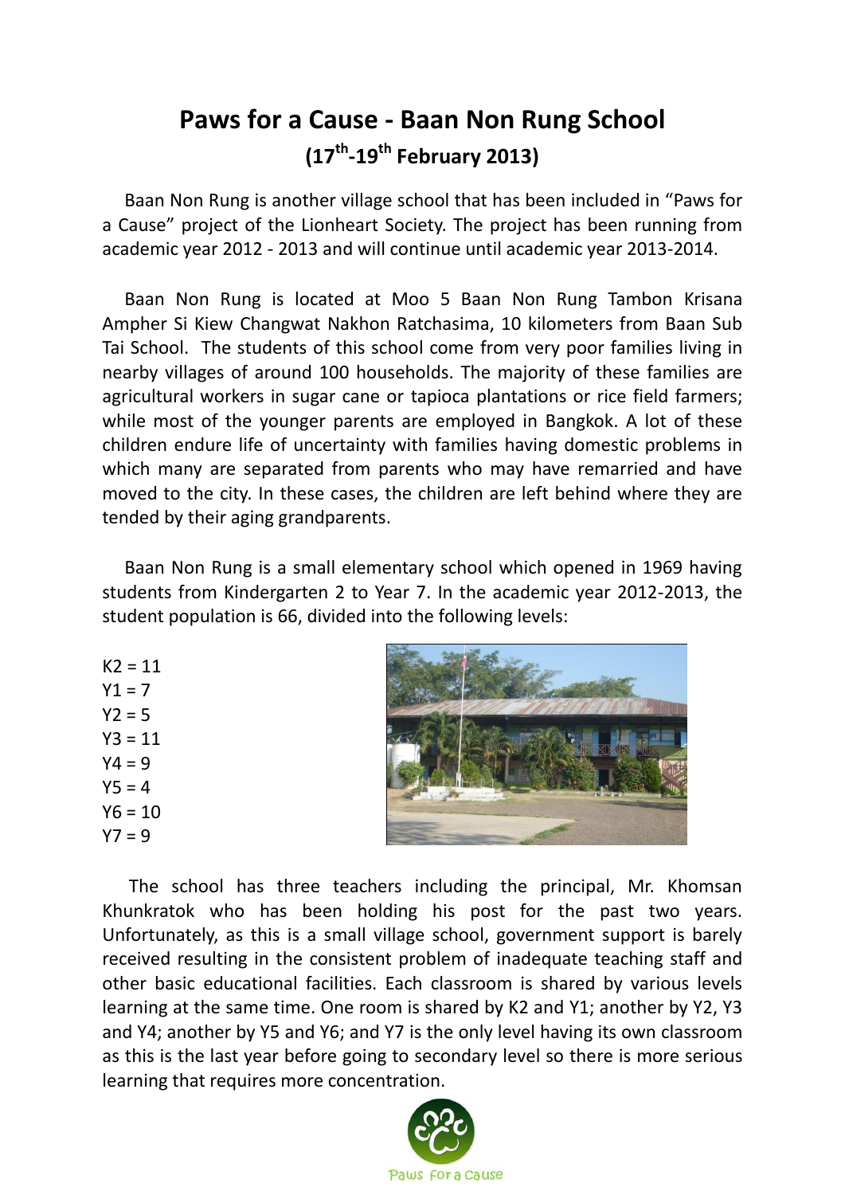# Paws for a Cause - Baan Non Rung School
## (17th-19th February 2013)

Baan Non Rung is another village school that has been included in "Paws for a Cause" project of the Lionheart Society. The project has been running from academic year 2012 - 2013 and will continue until academic year 2013-2014.

Baan Non Rung is located at Moo 5 Baan Non Rung Tambon Krisana Ampher Si Kiew Changwat Nakhon Ratchasima, 10 kilometers from Baan Sub Tai School. The students of this school come from very poor families living in nearby villages of around 100 households. The majority of these families are agricultural workers in sugar cane or tapioca plantations or rice field farmers; while most of the younger parents are employed in Bangkok. A lot of these children endure life of uncertainty with families having domestic problems in which many are separated from parents who may have remarried and have moved to the city. In these cases, the children are left behind where they are tended by their aging grandparents.

Baan Non Rung is a small elementary school which opened in 1969 having students from Kindergarten 2 to Year 7. In the academic year 2012-2013, the student population is 66, divided into the following levels:

K2 = 11
Y1 = 7
Y2 = 5
Y3 = 11
Y4 = 9
Y5 = 4
Y6 = 10
Y7 = 9

The school has three teachers including the principal, Mr. Khomsan Khunkratok who has been holding his post for the past two years. Unfortunately, as this is a small village school, government support is barely received resulting in the consistent problem of inadequate teaching staff and other basic educational facilities. Each classroom is shared by various levels learning at the same time. One room is shared by K2 and Y1; another by Y2, Y3 and Y4; another by Y5 and Y6; and Y7 is the only level having its own classroom as this is the last year before going to secondary level so there is more serious learning that requires more concentration.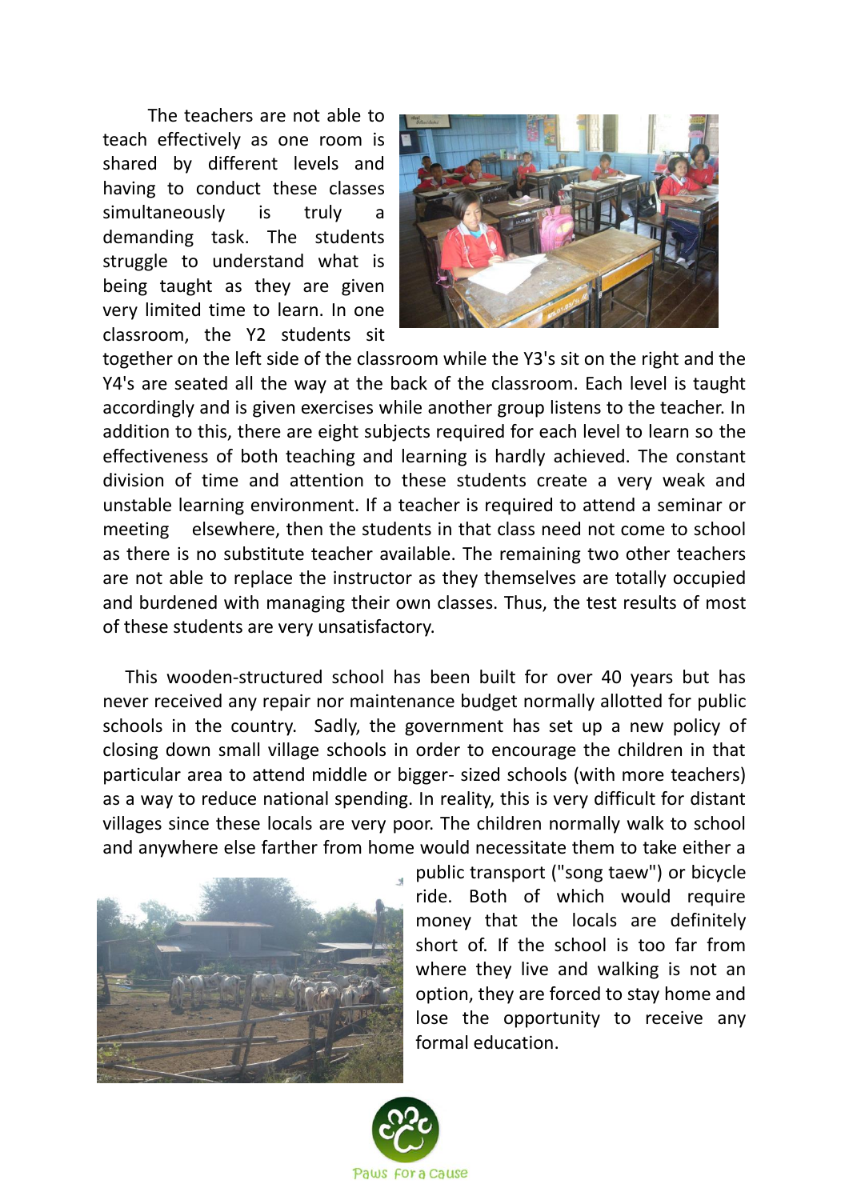The teachers are not able to teach effectively as one room is shared by different levels and having to conduct these classes simultaneously is truly a demanding task. The students struggle to understand what is being taught as they are given very limited time to learn. In one classroom, the Y2 students sit together on the left side of the classroom while the Y3's sit on the right and the Y4's are seated all the way at the back of the classroom. Each level is taught accordingly and is given exercises while another group listens to the teacher. In addition to this, there are eight subjects required for each level to learn so the effectiveness of both teaching and learning is hardly achieved. The constant division of time and attention to these students create a very weak and unstable learning environment. If a teacher is required to attend a seminar or meeting elsewhere, then the students in that class need not come to school as there is no substitute teacher available. The remaining two other teachers are not able to replace the instructor as they themselves are totally occupied and burdened with managing their own classes. Thus, the test results of most of these students are very unsatisfactory.

This wooden-structured school has been built for over 40 years but has never received any repair nor maintenance budget normally allotted for public schools in the country. Sadly, the government has set up a new policy of closing down small village schools in order to encourage the children in that particular area to attend middle or bigger- sized schools (with more teachers) as a way to reduce national spending. In reality, this is very difficult for distant villages since these locals are very poor. The children normally walk to school and anywhere else farther from home would necessitate them to take either a public transport ("song taew") or bicycle ride. Both of which would require money that the locals are definitely short of. If the school is too far from where they live and walking is not an option, they are forced to stay home and lose the opportunity to receive any formal education.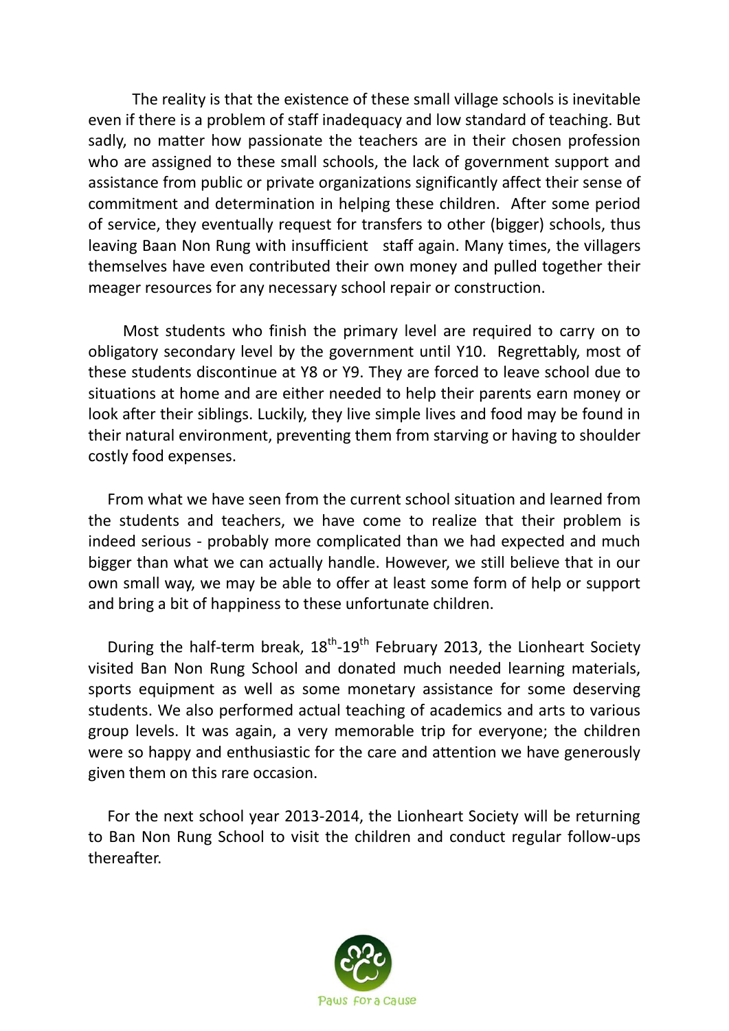The reality is that the existence of these small village schools is inevitable even if there is a problem of staff inadequacy and low standard of teaching. But sadly, no matter how passionate the teachers are in their chosen profession who are assigned to these small schools, the lack of government support and assistance from public or private organizations significantly affect their sense of commitment and determination in helping these children. After some period of service, they eventually request for transfers to other (bigger) schools, thus leaving Baan Non Rung with insufficient staff again. Many times, the villagers themselves have even contributed their own money and pulled together their meager resources for any necessary school repair or construction.

Most students who finish the primary level are required to carry on to obligatory secondary level by the government until Y10. Regrettably, most of these students discontinue at Y8 or Y9. They are forced to leave school due to situations at home and are either needed to help their parents earn money or look after their siblings. Luckily, they live simple lives and food may be found in their natural environment, preventing them from starving or having to shoulder costly food expenses.

From what we have seen from the current school situation and learned from the students and teachers, we have come to realize that their problem is indeed serious - probably more complicated than we had expected and much bigger than what we can actually handle. However, we still believe that in our own small way, we may be able to offer at least some form of help or support and bring a bit of happiness to these unfortunate children.

During the half-term break, 18th-19th February 2013, the Lionheart Society visited Ban Non Rung School and donated much needed learning materials, sports equipment as well as some monetary assistance for some deserving students. We also performed actual teaching of academics and arts to various group levels. It was again, a very memorable trip for everyone; the children were so happy and enthusiastic for the care and attention we have generously given them on this rare occasion.

For the next school year 2013-2014, the Lionheart Society will be returning to Ban Non Rung School to visit the children and conduct regular follow-ups thereafter.

Paws for a Cause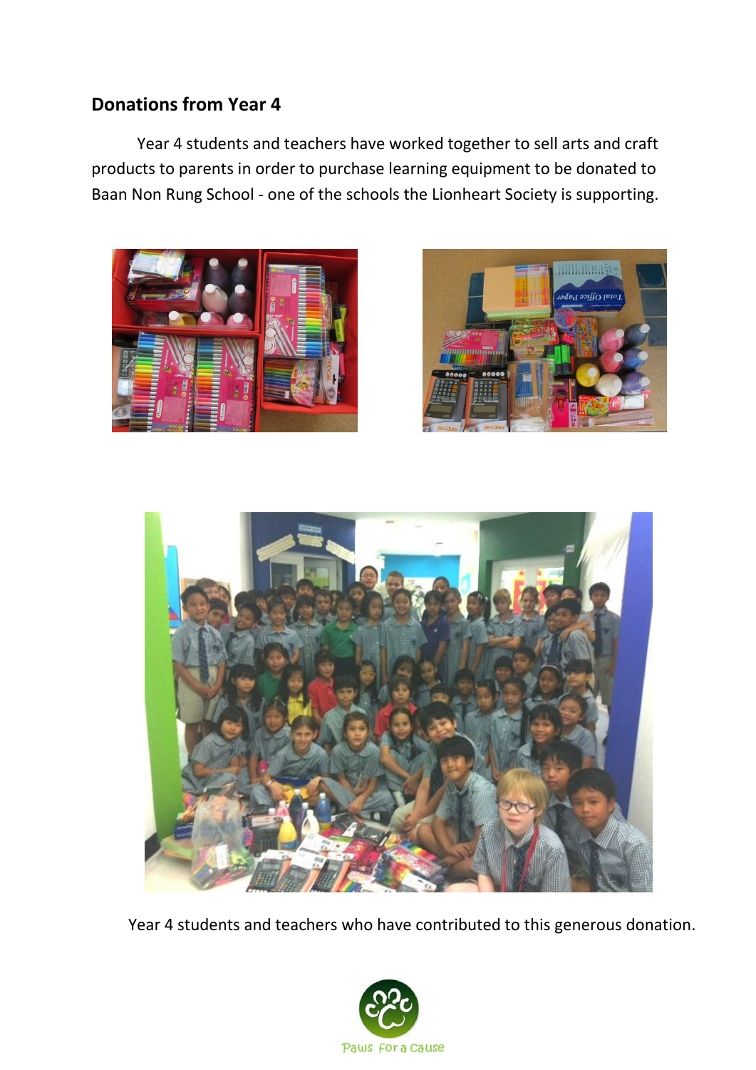## Donations from Year 4

Year 4 students and teachers have worked together to sell arts and craft products to parents in order to purchase learning equipment to be donated to Baan Non Rung School - one of the schools the Lionheart Society is supporting.

Year 4 students and teachers who have contributed to this generous donation.

Paws For a Cause